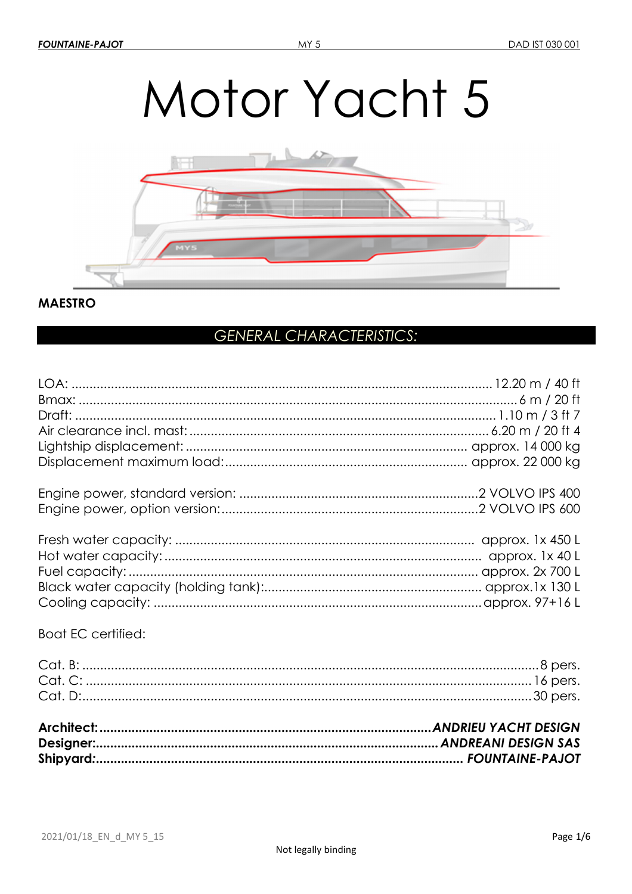# Motor Yacht 5

**MAESTRO**

## *GENERAL CHARACTERISTICS:*

LOA: .................................................. 12.20 m / 40 ft
Bmax: .................................................. 6 m / 20 ft
Draft: .................................................. 1.10 m / 3 ft 7
Air clearance incl. mast: .................................................. 6.20 m / 20 ft 4
Lightship displacement: .................................................. approx. 14 000 kg
Displacement maximum load: .................................................. approx. 22 000 kg

Engine power, standard version: .................................................. 2 VOLVO IPS 400
Engine power, option version: .................................................. 2 VOLVO IPS 600

Fresh water capacity: .................................................. approx. 1x 450 L
Hot water capacity: .................................................. approx. 1x 40 L
Fuel capacity: .................................................. approx. 2x 700 L
Black water capacity (holding tank): .................................................. approx.1x 130 L
Cooling capacity: .................................................. approx. 97+16 L

Boat EC certified:

Cat. B: .................................................. 8 pers.
Cat. C: .................................................. 16 pers.
Cat. D: .................................................. 30 pers.

**Architect:.................................................. *ANDRIEU YACHT DESIGN***
**Designer:.................................................. *ANDREANI DESIGN SAS***
**Shipyard:.................................................. *FOUNTAINE-PAJOT***

Not legally binding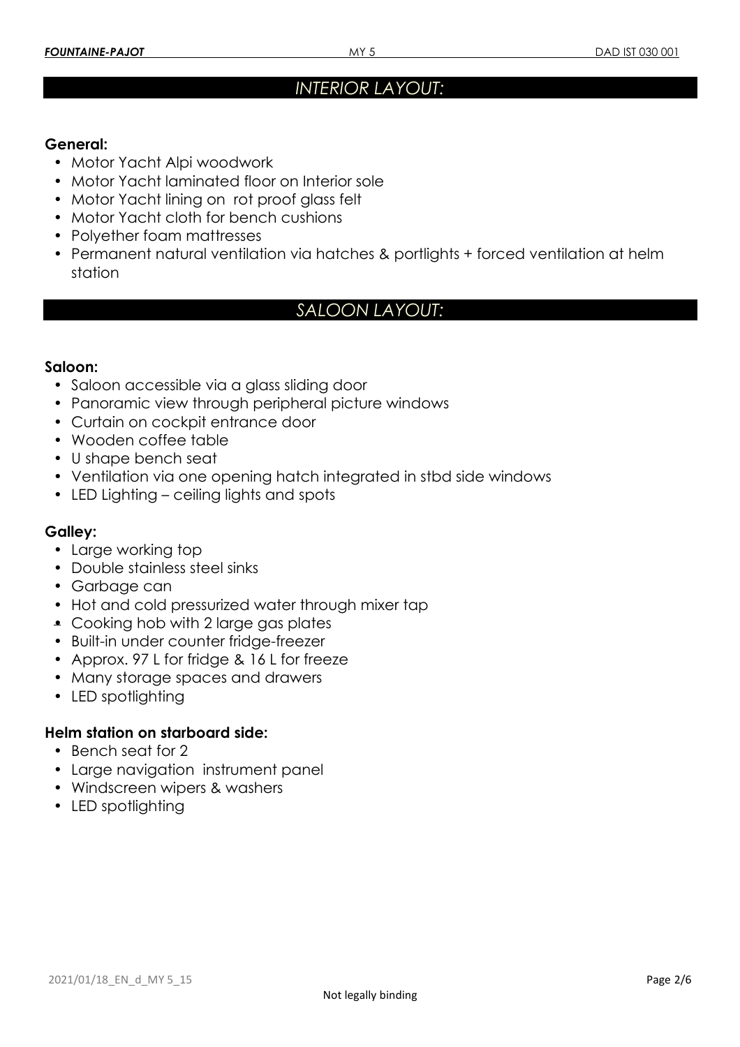## *INTERIOR LAYOUT:*

**General:**

- Motor Yacht Alpi woodwork
- Motor Yacht laminated floor on Interior sole
- Motor Yacht lining on rot proof glass felt
- Motor Yacht cloth for bench cushions
- Polyether foam mattresses
- Permanent natural ventilation via hatches & portlights + forced ventilation at helm station

## *SALOON LAYOUT:*

**Saloon:**

- Saloon accessible via a glass sliding door
- Panoramic view through peripheral picture windows
- Curtain on cockpit entrance door
- Wooden coffee table
- U shape bench seat
- Ventilation via one opening hatch integrated in stbd side windows
- LED Lighting – ceiling lights and spots

**Galley:**

- Large working top
- Double stainless steel sinks
- Garbage can
- Hot and cold pressurized water through mixer tap
- Cooking hob with 2 large gas plates
- Built-in under counter fridge-freezer
- Approx. 97 L for fridge & 16 L for freeze
- Many storage spaces and drawers
- LED spotlighting

**Helm station on starboard side:**

- Bench seat for 2
- Large navigation instrument panel
- Windscreen wipers & washers
- LED spotlighting

Not legally binding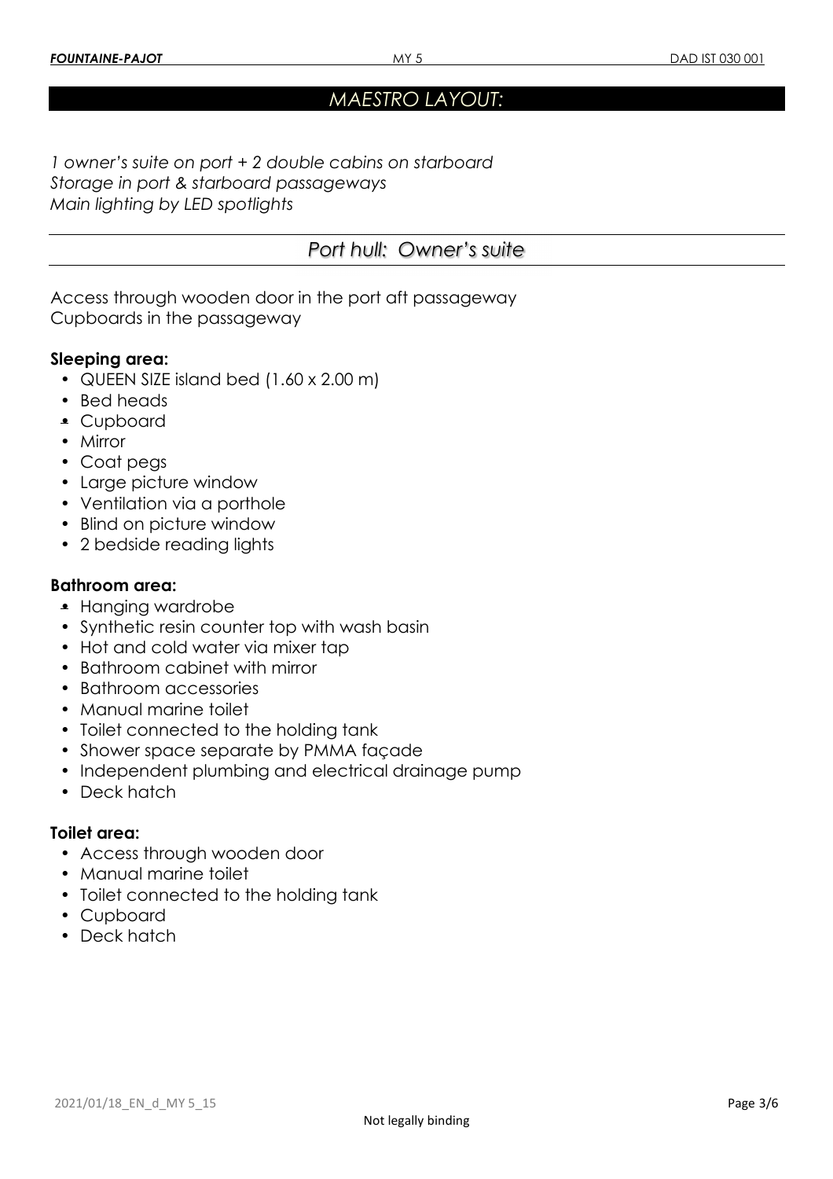## *MAESTRO LAYOUT:*

*1 owner's suite on port + 2 double cabins on starboard*
*Storage in port & starboard passageways*
*Main lighting by LED spotlights*

## *Port hull: Owner's suite*

Access through wooden door in the port aft passageway
Cupboards in the passageway

**Sleeping area:**

- QUEEN SIZE island bed (1.60 x 2.00 m)
- Bed heads
- Cupboard
- Mirror
- Coat pegs
- Large picture window
- Ventilation via a porthole
- Blind on picture window
- 2 bedside reading lights

**Bathroom area:**

- Hanging wardrobe
- Synthetic resin counter top with wash basin
- Hot and cold water via mixer tap
- Bathroom cabinet with mirror
- Bathroom accessories
- Manual marine toilet
- Toilet connected to the holding tank
- Shower space separate by PMMA façade
- Independent plumbing and electrical drainage pump
- Deck hatch

**Toilet area:**

- Access through wooden door
- Manual marine toilet
- Toilet connected to the holding tank
- Cupboard
- Deck hatch

Not legally binding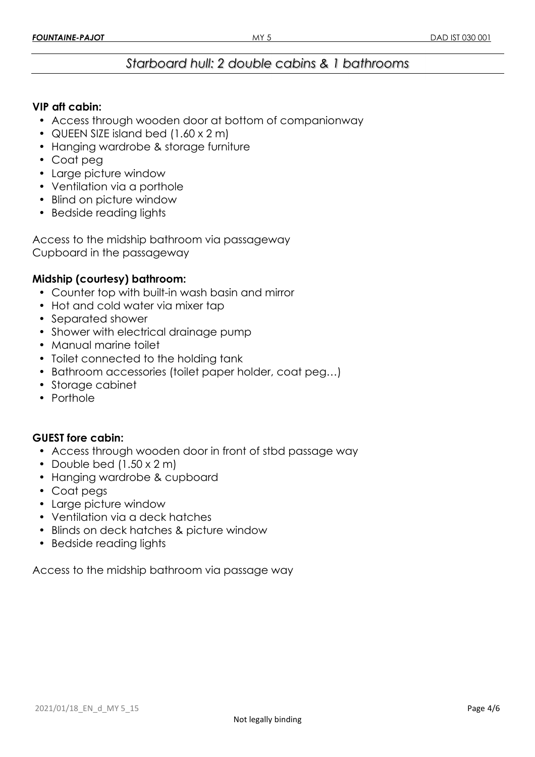## *Starboard hull: 2 double cabins & 1 bathrooms*

**VIP aft cabin:**

- Access through wooden door at bottom of companionway
- QUEEN SIZE island bed (1.60 x 2 m)
- Hanging wardrobe & storage furniture
- Coat peg
- Large picture window
- Ventilation via a porthole
- Blind on picture window
- Bedside reading lights

Access to the midship bathroom via passageway
Cupboard in the passageway

**Midship (courtesy) bathroom:**

- Counter top with built-in wash basin and mirror
- Hot and cold water via mixer tap
- Separated shower
- Shower with electrical drainage pump
- Manual marine toilet
- Toilet connected to the holding tank
- Bathroom accessories (toilet paper holder, coat peg…)
- Storage cabinet
- Porthole

**GUEST fore cabin:**

- Access through wooden door in front of stbd passage way
- Double bed (1.50 x 2 m)
- Hanging wardrobe & cupboard
- Coat pegs
- Large picture window
- Ventilation via a deck hatches
- Blinds on deck hatches & picture window
- Bedside reading lights

Access to the midship bathroom via passage way

Not legally binding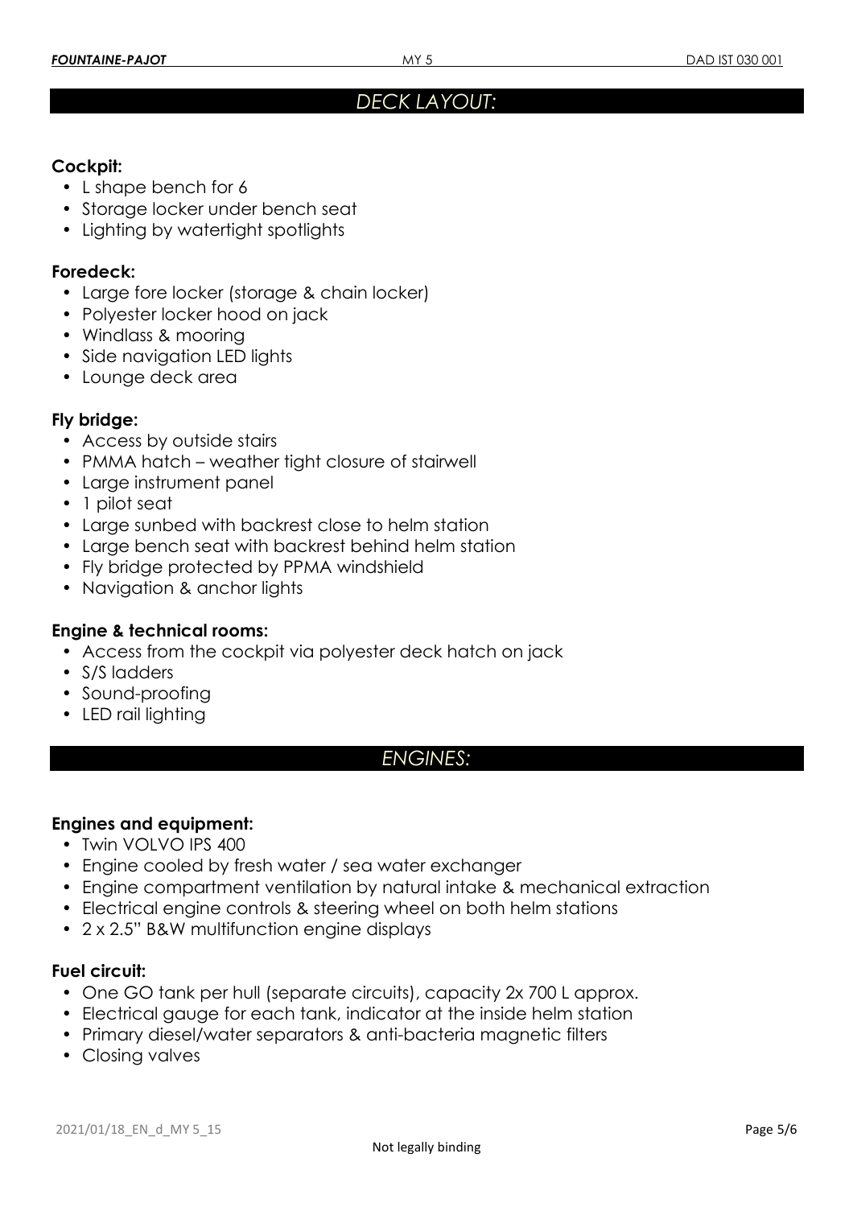## DECK LAYOUT:

### Cockpit:

- L shape bench for 6
- Storage locker under bench seat
- Lighting by watertight spotlights

### Foredeck:

- Large fore locker (storage & chain locker)
- Polyester locker hood on jack
- Windlass & mooring
- Side navigation LED lights
- Lounge deck area

### Fly bridge:

- Access by outside stairs
- PMMA hatch – weather tight closure of stairwell
- Large instrument panel
- 1 pilot seat
- Large sunbed with backrest close to helm station
- Large bench seat with backrest behind helm station
- Fly bridge protected by PPMA windshield
- Navigation & anchor lights

### Engine & technical rooms:

- Access from the cockpit via polyester deck hatch on jack
- S/S ladders
- Sound-proofing
- LED rail lighting

## ENGINES:

### Engines and equipment:

- Twin VOLVO IPS 400
- Engine cooled by fresh water / sea water exchanger
- Engine compartment ventilation by natural intake & mechanical extraction
- Electrical engine controls & steering wheel on both helm stations
- 2 x 2.5" B&W multifunction engine displays

### Fuel circuit:

- One GO tank per hull (separate circuits), capacity 2x 700 L approx.
- Electrical gauge for each tank, indicator at the inside helm station
- Primary diesel/water separators & anti-bacteria magnetic filters
- Closing valves

Not legally binding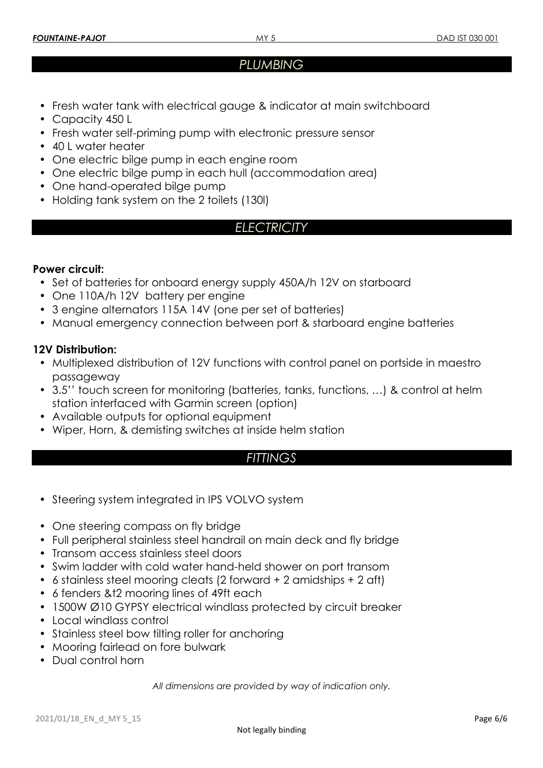## PLUMBING

- Fresh water tank with electrical gauge & indicator at main switchboard
- Capacity 450 L
- Fresh water self-priming pump with electronic pressure sensor
- 40 L water heater
- One electric bilge pump in each engine room
- One electric bilge pump in each hull (accommodation area)
- One hand-operated bilge pump
- Holding tank system on the 2 toilets (130l)

## ELECTRICITY

**Power circuit:**

- Set of batteries for onboard energy supply 450A/h 12V on starboard
- One 110A/h 12V battery per engine
- 3 engine alternators 115A 14V (one per set of batteries)
- Manual emergency connection between port & starboard engine batteries

**12V Distribution:**

- Multiplexed distribution of 12V functions with control panel on portside in maestro passageway
- 3.5'' touch screen for monitoring (batteries, tanks, functions, …) & control at helm station interfaced with Garmin screen (option)
- Available outputs for optional equipment
- Wiper, Horn, & demisting switches at inside helm station

## FITTINGS

- Steering system integrated in IPS VOLVO system
- One steering compass on fly bridge
- Full peripheral stainless steel handrail on main deck and fly bridge
- Transom access stainless steel doors
- Swim ladder with cold water hand-held shower on port transom
- 6 stainless steel mooring cleats (2 forward + 2 amidships + 2 aft)
- 6 fenders &t2 mooring lines of 49ft each
- 1500W Ø10 GYPSY electrical windlass protected by circuit breaker
- Local windlass control
- Stainless steel bow tilting roller for anchoring
- Mooring fairlead on fore bulwark
- Dual control horn

*All dimensions are provided by way of indication only.*

Not legally binding